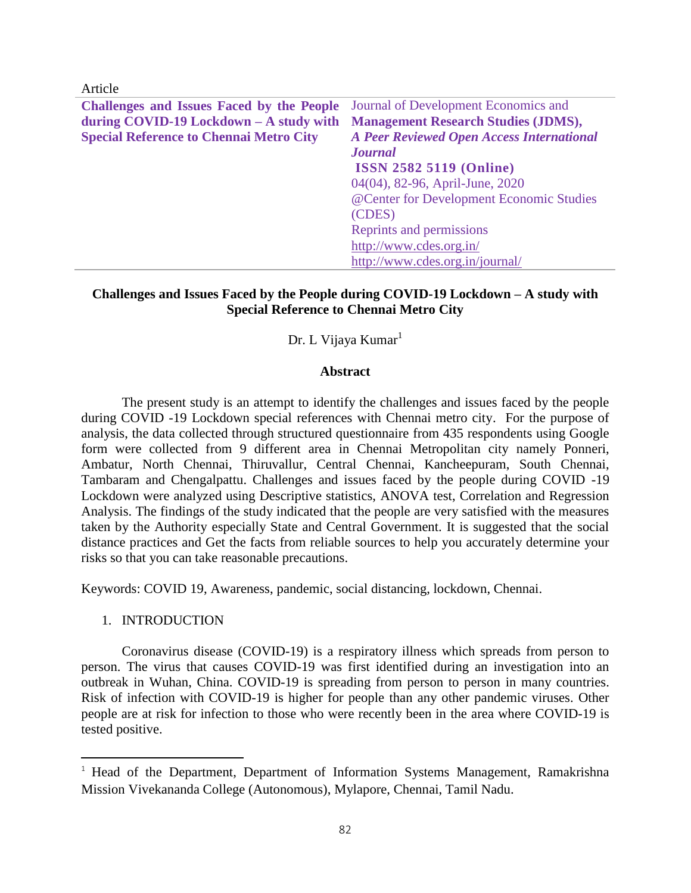Article

**Challenges and Issues Faced by the People during COVID-19 Lockdown – A study with Special Reference to Chennai Metro City**

Journal of Development Economics and **Management Research Studies (JDMS),** ***A Peer Reviewed Open Access International Journal***
**ISSN 2582 5119 (Online)**
04(04), 82-96, April-June, 2020
@Center for Development Economic Studies (CDES)
Reprints and permissions
http://www.cdes.org.in/
http://www.cdes.org.in/journal/

# Challenges and Issues Faced by the People during COVID-19 Lockdown – A study with Special Reference to Chennai Metro City

Dr. L Vijaya Kumar[1]

## Abstract

The present study is an attempt to identify the challenges and issues faced by the people during COVID -19 Lockdown special references with Chennai metro city. For the purpose of analysis, the data collected through structured questionnaire from 435 respondents using Google form were collected from 9 different area in Chennai Metropolitan city namely Ponneri, Ambatur, North Chennai, Thiruvallur, Central Chennai, Kancheepuram, South Chennai, Tambaram and Chengalpattu. Challenges and issues faced by the people during COVID -19 Lockdown were analyzed using Descriptive statistics, ANOVA test, Correlation and Regression Analysis. The findings of the study indicated that the people are very satisfied with the measures taken by the Authority especially State and Central Government. It is suggested that the social distance practices and Get the facts from reliable sources to help you accurately determine your risks so that you can take reasonable precautions.

Keywords: COVID 19, Awareness, pandemic, social distancing, lockdown, Chennai.

## 1. INTRODUCTION

Coronavirus disease (COVID-19) is a respiratory illness which spreads from person to person. The virus that causes COVID-19 was first identified during an investigation into an outbreak in Wuhan, China. COVID-19 is spreading from person to person in many countries. Risk of infection with COVID-19 is higher for people than any other pandemic viruses. Other people are at risk for infection to those who were recently been in the area where COVID-19 is tested positive.

---

[1] Head of the Department, Department of Information Systems Management, Ramakrishna Mission Vivekananda College (Autonomous), Mylapore, Chennai, Tamil Nadu.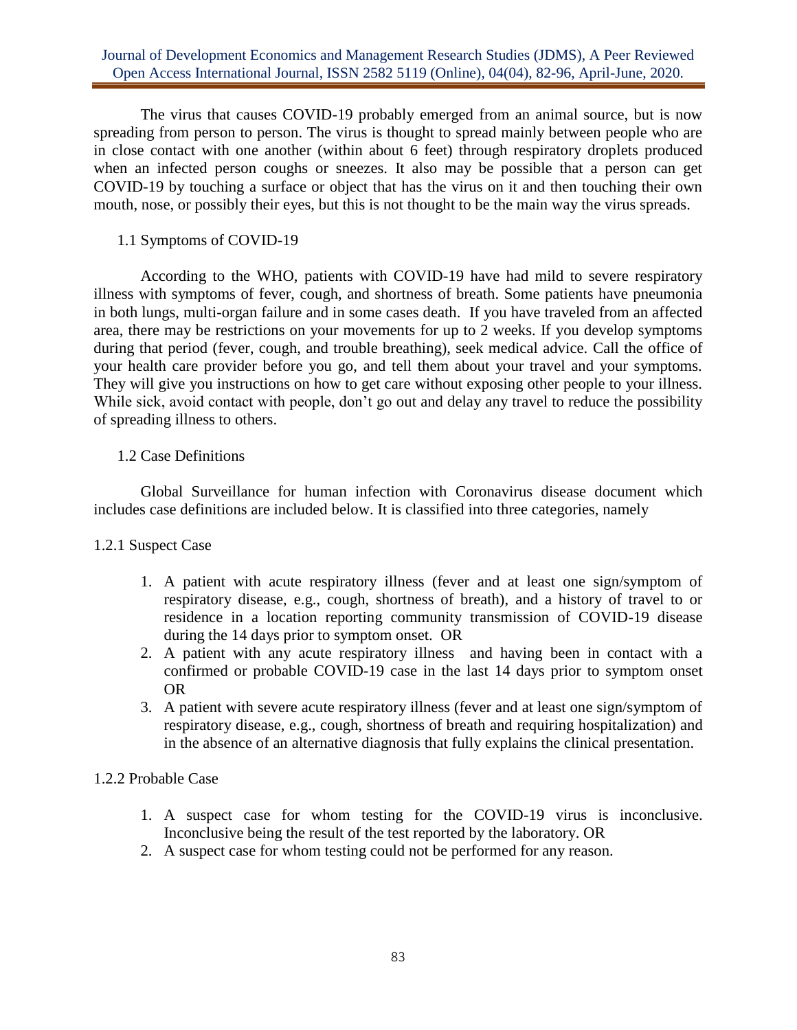The virus that causes COVID-19 probably emerged from an animal source, but is now spreading from person to person. The virus is thought to spread mainly between people who are in close contact with one another (within about 6 feet) through respiratory droplets produced when an infected person coughs or sneezes. It also may be possible that a person can get COVID-19 by touching a surface or object that has the virus on it and then touching their own mouth, nose, or possibly their eyes, but this is not thought to be the main way the virus spreads.

## 1.1 Symptoms of COVID-19

According to the WHO, patients with COVID-19 have had mild to severe respiratory illness with symptoms of fever, cough, and shortness of breath. Some patients have pneumonia in both lungs, multi-organ failure and in some cases death. If you have traveled from an affected area, there may be restrictions on your movements for up to 2 weeks. If you develop symptoms during that period (fever, cough, and trouble breathing), seek medical advice. Call the office of your health care provider before you go, and tell them about your travel and your symptoms. They will give you instructions on how to get care without exposing other people to your illness. While sick, avoid contact with people, don't go out and delay any travel to reduce the possibility of spreading illness to others.

## 1.2 Case Definitions

Global Surveillance for human infection with Coronavirus disease document which includes case definitions are included below. It is classified into three categories, namely

### 1.2.1 Suspect Case

1. A patient with acute respiratory illness (fever and at least one sign/symptom of respiratory disease, e.g., cough, shortness of breath), and a history of travel to or residence in a location reporting community transmission of COVID-19 disease during the 14 days prior to symptom onset. OR
2. A patient with any acute respiratory illness and having been in contact with a confirmed or probable COVID-19 case in the last 14 days prior to symptom onset OR
3. A patient with severe acute respiratory illness (fever and at least one sign/symptom of respiratory disease, e.g., cough, shortness of breath and requiring hospitalization) and in the absence of an alternative diagnosis that fully explains the clinical presentation.

### 1.2.2 Probable Case

1. A suspect case for whom testing for the COVID-19 virus is inconclusive. Inconclusive being the result of the test reported by the laboratory. OR
2. A suspect case for whom testing could not be performed for any reason.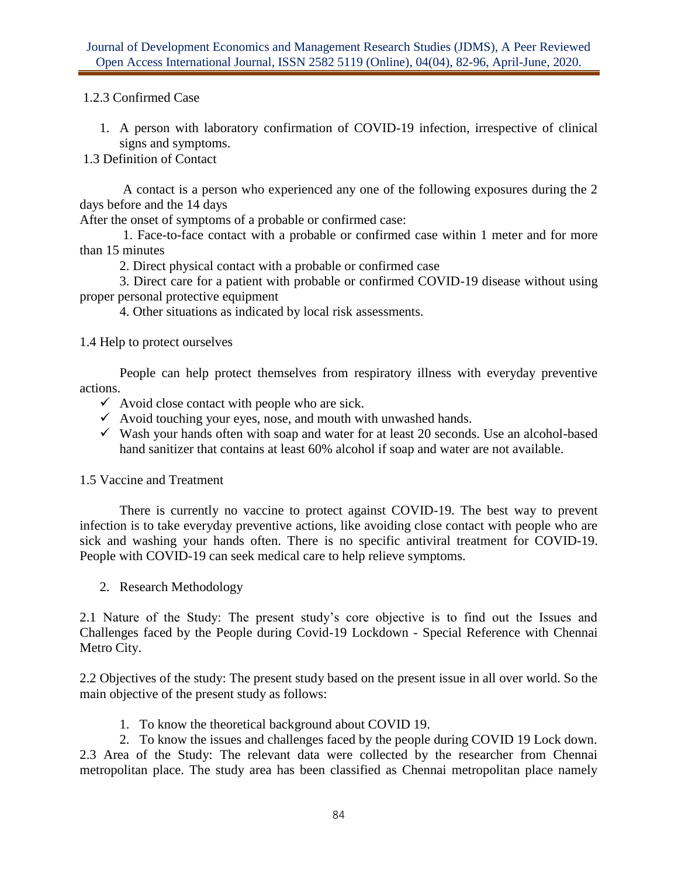1.2.3 Confirmed Case

1. A person with laboratory confirmation of COVID-19 infection, irrespective of clinical signs and symptoms.

1.3 Definition of Contact

A contact is a person who experienced any one of the following exposures during the 2 days before and the 14 days
After the onset of symptoms of a probable or confirmed case:

1. Face-to-face contact with a probable or confirmed case within 1 meter and for more than 15 minutes
2. Direct physical contact with a probable or confirmed case
3. Direct care for a patient with probable or confirmed COVID-19 disease without using proper personal protective equipment
4. Other situations as indicated by local risk assessments.

1.4 Help to protect ourselves

People can help protect themselves from respiratory illness with everyday preventive actions.

- ✓ Avoid close contact with people who are sick.
- ✓ Avoid touching your eyes, nose, and mouth with unwashed hands.
- ✓ Wash your hands often with soap and water for at least 20 seconds. Use an alcohol-based hand sanitizer that contains at least 60% alcohol if soap and water are not available.

1.5 Vaccine and Treatment

There is currently no vaccine to protect against COVID-19. The best way to prevent infection is to take everyday preventive actions, like avoiding close contact with people who are sick and washing your hands often. There is no specific antiviral treatment for COVID-19. People with COVID-19 can seek medical care to help relieve symptoms.

2. Research Methodology

2.1 Nature of the Study: The present study's core objective is to find out the Issues and Challenges faced by the People during Covid-19 Lockdown - Special Reference with Chennai Metro City.

2.2 Objectives of the study: The present study based on the present issue in all over world. So the main objective of the present study as follows:

1. To know the theoretical background about COVID 19.
2. To know the issues and challenges faced by the people during COVID 19 Lock down.

2.3 Area of the Study: The relevant data were collected by the researcher from Chennai metropolitan place. The study area has been classified as Chennai metropolitan place namely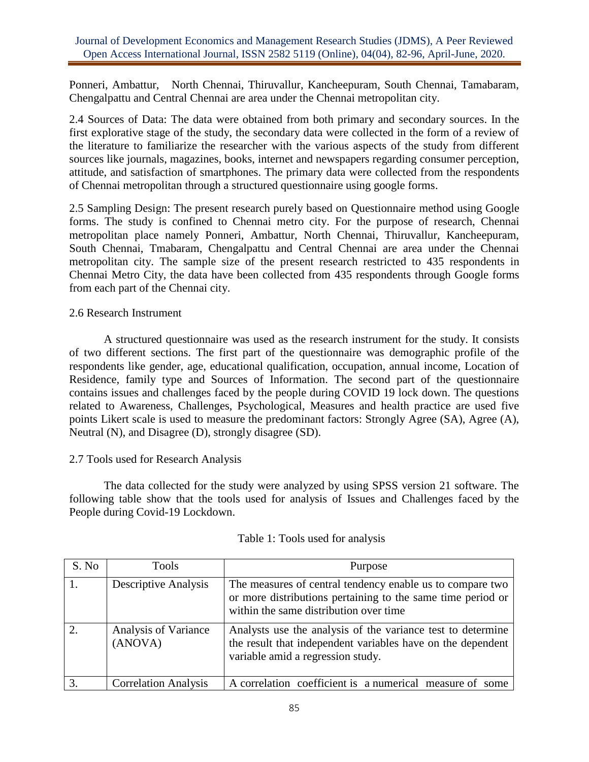Ponneri, Ambattur, North Chennai, Thiruvallur, Kancheepuram, South Chennai, Tamabaram, Chengalpattu and Central Chennai are area under the Chennai metropolitan city.

2.4 Sources of Data: The data were obtained from both primary and secondary sources. In the first explorative stage of the study, the secondary data were collected in the form of a review of the literature to familiarize the researcher with the various aspects of the study from different sources like journals, magazines, books, internet and newspapers regarding consumer perception, attitude, and satisfaction of smartphones. The primary data were collected from the respondents of Chennai metropolitan through a structured questionnaire using google forms.

2.5 Sampling Design: The present research purely based on Questionnaire method using Google forms. The study is confined to Chennai metro city. For the purpose of research, Chennai metropolitan place namely Ponneri, Ambattur, North Chennai, Thiruvallur, Kancheepuram, South Chennai, Tmabaram, Chengalpattu and Central Chennai are area under the Chennai metropolitan city. The sample size of the present research restricted to 435 respondents in Chennai Metro City, the data have been collected from 435 respondents through Google forms from each part of the Chennai city.

2.6 Research Instrument

A structured questionnaire was used as the research instrument for the study. It consists of two different sections. The first part of the questionnaire was demographic profile of the respondents like gender, age, educational qualification, occupation, annual income, Location of Residence, family type and Sources of Information. The second part of the questionnaire contains issues and challenges faced by the people during COVID 19 lock down. The questions related to Awareness, Challenges, Psychological, Measures and health practice are used five points Likert scale is used to measure the predominant factors: Strongly Agree (SA), Agree (A), Neutral (N), and Disagree (D), strongly disagree (SD).

2.7 Tools used for Research Analysis

The data collected for the study were analyzed by using SPSS version 21 software. The following table show that the tools used for analysis of Issues and Challenges faced by the People during Covid-19 Lockdown.

Table 1: Tools used for analysis

| S. No | Tools | Purpose |
|---|---|---|
| 1. | Descriptive Analysis | The measures of central tendency enable us to compare two or more distributions pertaining to the same time period or within the same distribution over time |
| 2. | Analysis of Variance (ANOVA) | Analysts use the analysis of the variance test to determine the result that independent variables have on the dependent variable amid a regression study. |
| 3. | Correlation Analysis | A correlation coefficient is a numerical measure of some |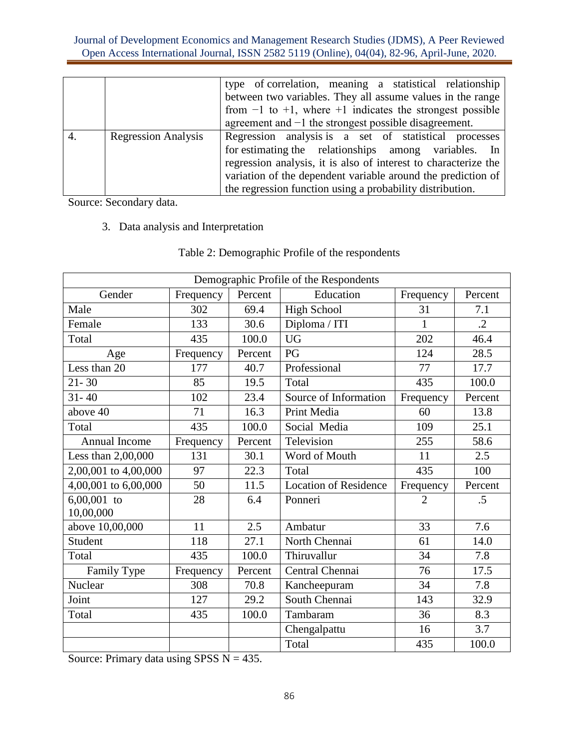|  |  | type of correlation, meaning a statistical relationship between two variables. They all assume values in the range from −1 to +1, where +1 indicates the strongest possible agreement and −1 the strongest possible disagreement. |
|---|---|---|
| 4. | Regression Analysis | Regression analysis is a set of statistical processes for estimating the relationships among variables. In regression analysis, it is also of interest to characterize the variation of the dependent variable around the prediction of the regression function using a probability distribution. |

Source: Secondary data.

3. Data analysis and Interpretation

Table 2: Demographic Profile of the respondents

| Demographic Profile of the Respondents | | | | | |
|---|---|---|---|---|---|
| Gender | Frequency | Percent | Education | Frequency | Percent |
| Male | 302 | 69.4 | High School | 31 | 7.1 |
| Female | 133 | 30.6 | Diploma / ITI | 1 | .2 |
| Total | 435 | 100.0 | UG | 202 | 46.4 |
| Age | Frequency | Percent | PG | 124 | 28.5 |
| Less than 20 | 177 | 40.7 | Professional | 77 | 17.7 |
| 21- 30 | 85 | 19.5 | Total | 435 | 100.0 |
| 31- 40 | 102 | 23.4 | Source of Information | Frequency | Percent |
| above 40 | 71 | 16.3 | Print Media | 60 | 13.8 |
| Total | 435 | 100.0 | Social Media | 109 | 25.1 |
| Annual Income | Frequency | Percent | Television | 255 | 58.6 |
| Less than 2,00,000 | 131 | 30.1 | Word of Mouth | 11 | 2.5 |
| 2,00,001 to 4,00,000 | 97 | 22.3 | Total | 435 | 100 |
| 4,00,001 to 6,00,000 | 50 | 11.5 | Location of Residence | Frequency | Percent |
| 6,00,001 to 10,00,000 | 28 | 6.4 | Ponneri | 2 | .5 |
| above 10,00,000 | 11 | 2.5 | Ambatur | 33 | 7.6 |
| Student | 118 | 27.1 | North Chennai | 61 | 14.0 |
| Total | 435 | 100.0 | Thiruvallur | 34 | 7.8 |
| Family Type | Frequency | Percent | Central Chennai | 76 | 17.5 |
| Nuclear | 308 | 70.8 | Kancheepuram | 34 | 7.8 |
| Joint | 127 | 29.2 | South Chennai | 143 | 32.9 |
| Total | 435 | 100.0 | Tambaram | 36 | 8.3 |
|  |  |  | Chengalpattu | 16 | 3.7 |
|  |  |  | Total | 435 | 100.0 |

Source: Primary data using SPSS N = 435.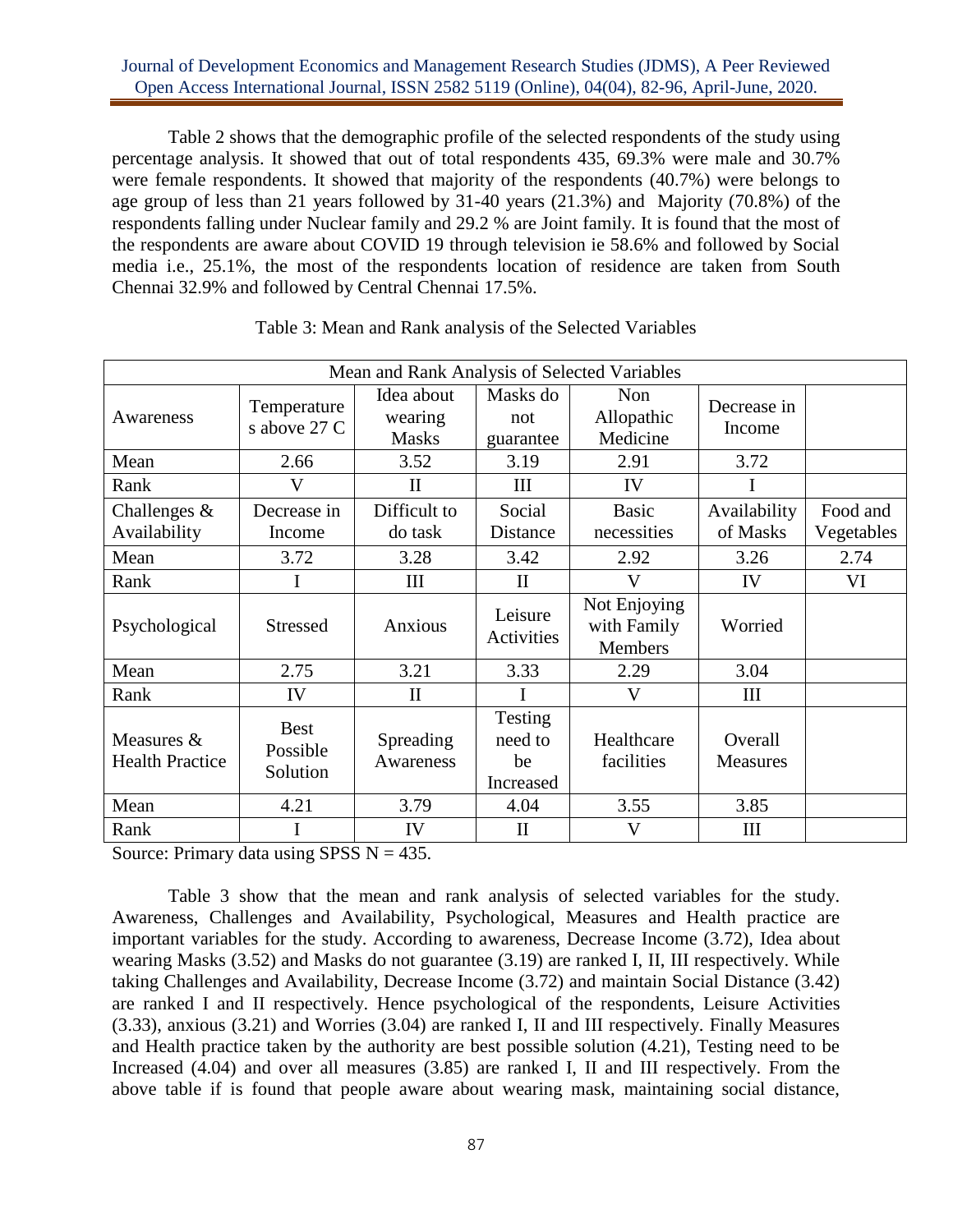Table 2 shows that the demographic profile of the selected respondents of the study using percentage analysis. It showed that out of total respondents 435, 69.3% were male and 30.7% were female respondents. It showed that majority of the respondents (40.7%) were belongs to age group of less than 21 years followed by 31-40 years (21.3%) and Majority (70.8%) of the respondents falling under Nuclear family and 29.2 % are Joint family. It is found that the most of the respondents are aware about COVID 19 through television ie 58.6% and followed by Social media i.e., 25.1%, the most of the respondents location of residence are taken from South Chennai 32.9% and followed by Central Chennai 17.5%.

Table 3: Mean and Rank analysis of the Selected Variables

| Mean and Rank Analysis of Selected Variables | | | | | | |
|---|---|---|---|---|---|---|
| Awareness | Temperatures above 27 C | Idea about wearing Masks | Masks do not guarantee | Non Allopathic Medicine | Decrease in Income | |
| Mean | 2.66 | 3.52 | 3.19 | 2.91 | 3.72 | |
| Rank | V | II | III | IV | I | |
| Challenges & Availability | Decrease in Income | Difficult to do task | Social Distance | Basic necessities | Availability of Masks | Food and Vegetables |
| Mean | 3.72 | 3.28 | 3.42 | 2.92 | 3.26 | 2.74 |
| Rank | I | III | II | V | IV | VI |
| Psychological | Stressed | Anxious | Leisure Activities | Not Enjoying with Family Members | Worried | |
| Mean | 2.75 | 3.21 | 3.33 | 2.29 | 3.04 | |
| Rank | IV | II | I | V | III | |
| Measures & Health Practice | Best Possible Solution | Spreading Awareness | Testing need to be Increased | Healthcare facilities | Overall Measures | |
| Mean | 4.21 | 3.79 | 4.04 | 3.55 | 3.85 | |
| Rank | I | IV | II | V | III | |

Source: Primary data using SPSS N = 435.

Table 3 show that the mean and rank analysis of selected variables for the study. Awareness, Challenges and Availability, Psychological, Measures and Health practice are important variables for the study. According to awareness, Decrease Income (3.72), Idea about wearing Masks (3.52) and Masks do not guarantee (3.19) are ranked I, II, III respectively. While taking Challenges and Availability, Decrease Income (3.72) and maintain Social Distance (3.42) are ranked I and II respectively. Hence psychological of the respondents, Leisure Activities (3.33), anxious (3.21) and Worries (3.04) are ranked I, II and III respectively. Finally Measures and Health practice taken by the authority are best possible solution (4.21), Testing need to be Increased (4.04) and over all measures (3.85) are ranked I, II and III respectively. From the above table if is found that people aware about wearing mask, maintaining social distance,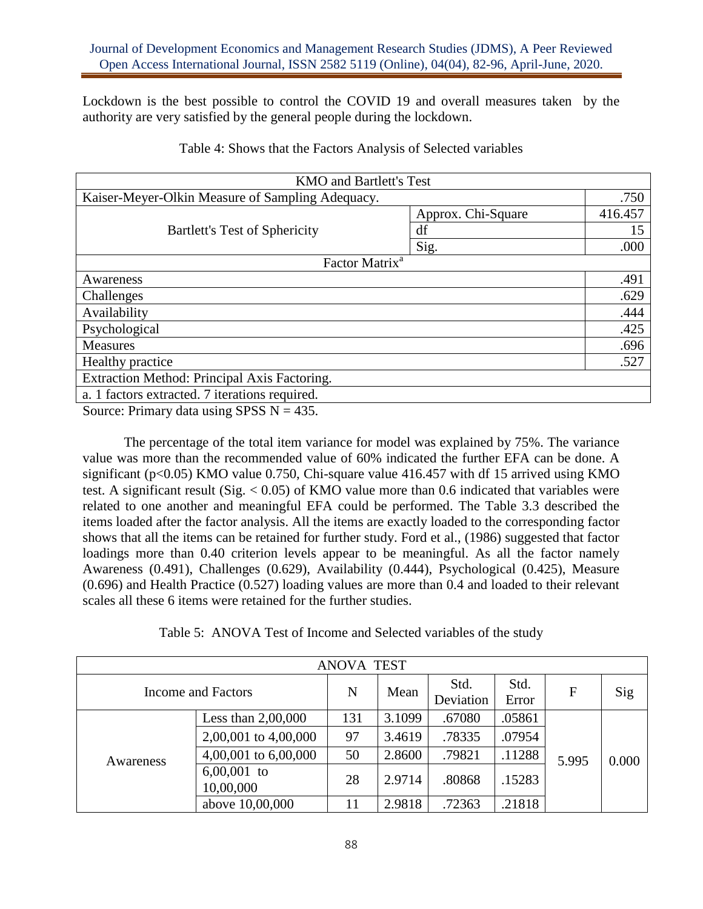Lockdown is the best possible to control the COVID 19 and overall measures taken by the authority are very satisfied by the general people during the lockdown.

Table 4: Shows that the Factors Analysis of Selected variables

| KMO and Bartlett's Test | | |
|---|---|---|
| Kaiser-Meyer-Olkin Measure of Sampling Adequacy. | | .750 |
| Bartlett's Test of Sphericity | Approx. Chi-Square | 416.457 |
| | df | 15 |
| | Sig. | .000 |
| Factor Matrix[a] | | |
| Awareness | | .491 |
| Challenges | | .629 |
| Availability | | .444 |
| Psychological | | .425 |
| Measures | | .696 |
| Healthy practice | | .527 |
| Extraction Method: Principal Axis Factoring. | | |
| a. 1 factors extracted. 7 iterations required. | | |

Source: Primary data using SPSS N = 435.

The percentage of the total item variance for model was explained by 75%. The variance value was more than the recommended value of 60% indicated the further EFA can be done. A significant ($p<0.05$) KMO value 0.750, Chi-square value 416.457 with df 15 arrived using KMO test. A significant result (Sig. $< 0.05$) of KMO value more than 0.6 indicated that variables were related to one another and meaningful EFA could be performed. The Table 3.3 described the items loaded after the factor analysis. All the items are exactly loaded to the corresponding factor shows that all the items can be retained for further study. Ford et al., (1986) suggested that factor loadings more than 0.40 criterion levels appear to be meaningful. As all the factor namely Awareness (0.491), Challenges (0.629), Availability (0.444), Psychological (0.425), Measure (0.696) and Health Practice (0.527) loading values are more than 0.4 and loaded to their relevant scales all these 6 items were retained for the further studies.

Table 5: ANOVA Test of Income and Selected variables of the study

| Income and Factors | | N | Mean | Std. Deviation | Std. Error | F | Sig |
|---|---|---|---|---|---|---|---|
| Awareness | Less than 2,00,000 | 131 | 3.1099 | .67080 | .05861 | 5.995 | 0.000 |
| | 2,00,001 to 4,00,000 | 97 | 3.4619 | .78335 | .07954 | | |
| | 4,00,001 to 6,00,000 | 50 | 2.8600 | .79821 | .11288 | | |
| | 6,00,001 to 10,00,000 | 28 | 2.9714 | .80868 | .15283 | | |
| | above 10,00,000 | 11 | 2.9818 | .72363 | .21818 | | |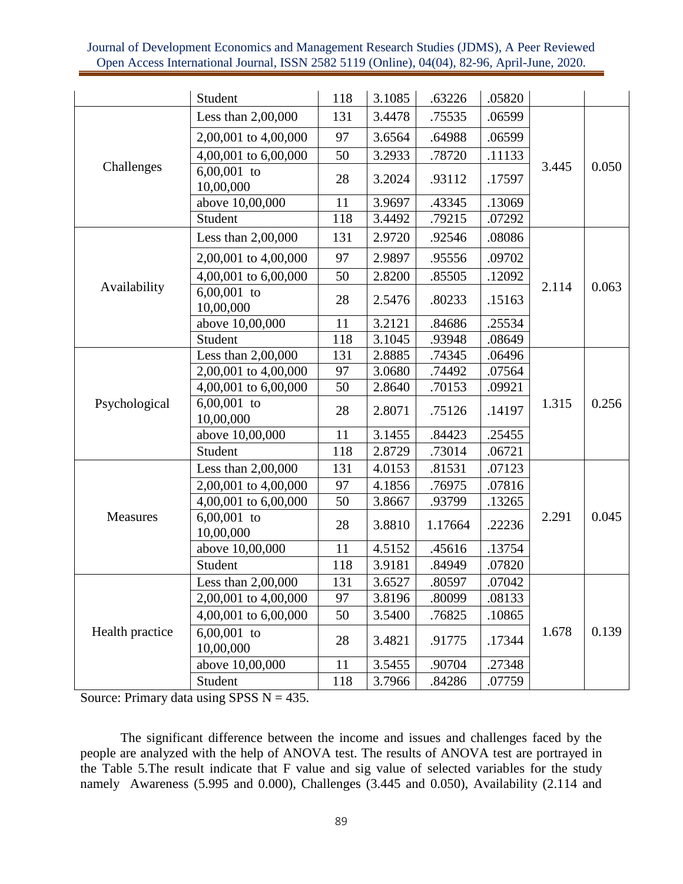| | Student | 118 | 3.1085 | .63226 | .05820 | | |
|---|---|---|---|---|---|---|---|
| Challenges | Less than 2,00,000 | 131 | 3.4478 | .75535 | .06599 | 3.445 | 0.050 |
| | 2,00,001 to 4,00,000 | 97 | 3.6564 | .64988 | .06599 | | |
| | 4,00,001 to 6,00,000 | 50 | 3.2933 | .78720 | .11133 | | |
| | 6,00,001 to 10,00,000 | 28 | 3.2024 | .93112 | .17597 | | |
| | above 10,00,000 | 11 | 3.9697 | .43345 | .13069 | | |
| | Student | 118 | 3.4492 | .79215 | .07292 | | |
| Availability | Less than 2,00,000 | 131 | 2.9720 | .92546 | .08086 | 2.114 | 0.063 |
| | 2,00,001 to 4,00,000 | 97 | 2.9897 | .95556 | .09702 | | |
| | 4,00,001 to 6,00,000 | 50 | 2.8200 | .85505 | .12092 | | |
| | 6,00,001 to 10,00,000 | 28 | 2.5476 | .80233 | .15163 | | |
| | above 10,00,000 | 11 | 3.2121 | .84686 | .25534 | | |
| | Student | 118 | 3.1045 | .93948 | .08649 | | |
| Psychological | Less than 2,00,000 | 131 | 2.8885 | .74345 | .06496 | 1.315 | 0.256 |
| | 2,00,001 to 4,00,000 | 97 | 3.0680 | .74492 | .07564 | | |
| | 4,00,001 to 6,00,000 | 50 | 2.8640 | .70153 | .09921 | | |
| | 6,00,001 to 10,00,000 | 28 | 2.8071 | .75126 | .14197 | | |
| | above 10,00,000 | 11 | 3.1455 | .84423 | .25455 | | |
| | Student | 118 | 2.8729 | .73014 | .06721 | | |
| Measures | Less than 2,00,000 | 131 | 4.0153 | .81531 | .07123 | 2.291 | 0.045 |
| | 2,00,001 to 4,00,000 | 97 | 4.1856 | .76975 | .07816 | | |
| | 4,00,001 to 6,00,000 | 50 | 3.8667 | .93799 | .13265 | | |
| | 6,00,001 to 10,00,000 | 28 | 3.8810 | 1.17664 | .22236 | | |
| | above 10,00,000 | 11 | 4.5152 | .45616 | .13754 | | |
| | Student | 118 | 3.9181 | .84949 | .07820 | | |
| Health practice | Less than 2,00,000 | 131 | 3.6527 | .80597 | .07042 | 1.678 | 0.139 |
| | 2,00,001 to 4,00,000 | 97 | 3.8196 | .80099 | .08133 | | |
| | 4,00,001 to 6,00,000 | 50 | 3.5400 | .76825 | .10865 | | |
| | 6,00,001 to 10,00,000 | 28 | 3.4821 | .91775 | .17344 | | |
| | above 10,00,000 | 11 | 3.5455 | .90704 | .27348 | | |
| | Student | 118 | 3.7966 | .84286 | .07759 | | |

Source: Primary data using SPSS N = 435.

The significant difference between the income and issues and challenges faced by the people are analyzed with the help of ANOVA test. The results of ANOVA test are portrayed in the Table 5.The result indicate that F value and sig value of selected variables for the study namely Awareness (5.995 and 0.000), Challenges (3.445 and 0.050), Availability (2.114 and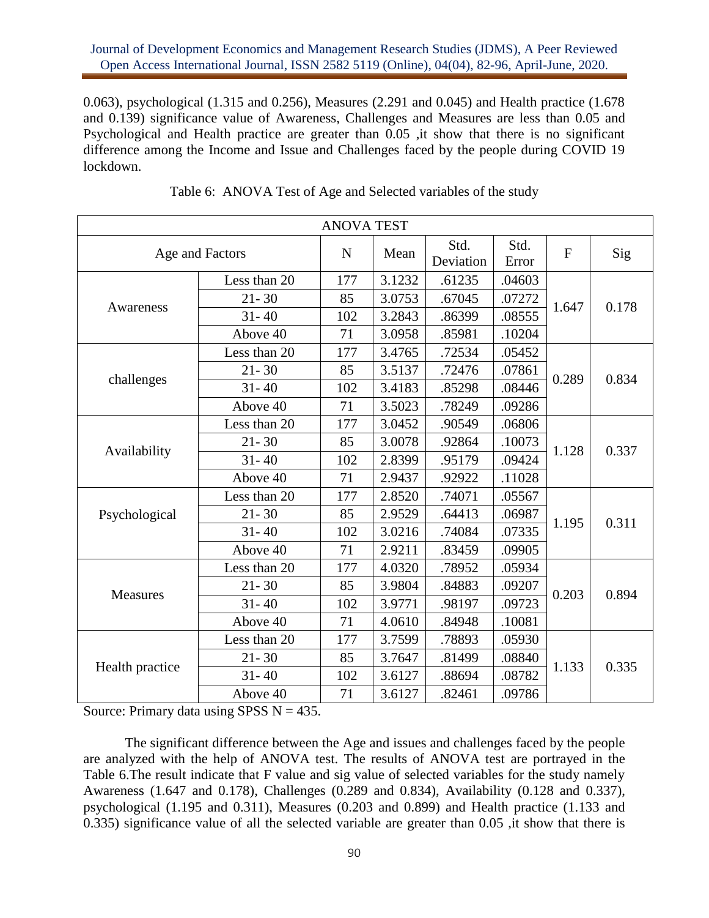0.063), psychological (1.315 and 0.256), Measures (2.291 and 0.045) and Health practice (1.678 and 0.139) significance value of Awareness, Challenges and Measures are less than 0.05 and Psychological and Health practice are greater than 0.05 ,it show that there is no significant difference among the Income and Issue and Challenges faced by the people during COVID 19 lockdown.

Table 6: ANOVA Test of Age and Selected variables of the study

| ANOVA TEST | | | | | | | |
|---|---|---|---|---|---|---|---|
| Age and Factors | | N | Mean | Std. Deviation | Std. Error | F | Sig |
| Awareness | Less than 20 | 177 | 3.1232 | .61235 | .04603 | 1.647 | 0.178 |
| | 21- 30 | 85 | 3.0753 | .67045 | .07272 | | |
| | 31- 40 | 102 | 3.2843 | .86399 | .08555 | | |
| | Above 40 | 71 | 3.0958 | .85981 | .10204 | | |
| challenges | Less than 20 | 177 | 3.4765 | .72534 | .05452 | 0.289 | 0.834 |
| | 21- 30 | 85 | 3.5137 | .72476 | .07861 | | |
| | 31- 40 | 102 | 3.4183 | .85298 | .08446 | | |
| | Above 40 | 71 | 3.5023 | .78249 | .09286 | | |
| Availability | Less than 20 | 177 | 3.0452 | .90549 | .06806 | 1.128 | 0.337 |
| | 21- 30 | 85 | 3.0078 | .92864 | .10073 | | |
| | 31- 40 | 102 | 2.8399 | .95179 | .09424 | | |
| | Above 40 | 71 | 2.9437 | .92922 | .11028 | | |
| Psychological | Less than 20 | 177 | 2.8520 | .74071 | .05567 | 1.195 | 0.311 |
| | 21- 30 | 85 | 2.9529 | .64413 | .06987 | | |
| | 31- 40 | 102 | 3.0216 | .74084 | .07335 | | |
| | Above 40 | 71 | 2.9211 | .83459 | .09905 | | |
| Measures | Less than 20 | 177 | 4.0320 | .78952 | .05934 | 0.203 | 0.894 |
| | 21- 30 | 85 | 3.9804 | .84883 | .09207 | | |
| | 31- 40 | 102 | 3.9771 | .98197 | .09723 | | |
| | Above 40 | 71 | 4.0610 | .84948 | .10081 | | |
| Health practice | Less than 20 | 177 | 3.7599 | .78893 | .05930 | 1.133 | 0.335 |
| | 21- 30 | 85 | 3.7647 | .81499 | .08840 | | |
| | 31- 40 | 102 | 3.6127 | .88694 | .08782 | | |
| | Above 40 | 71 | 3.6127 | .82461 | .09786 | | |

Source: Primary data using SPSS N = 435.

The significant difference between the Age and issues and challenges faced by the people are analyzed with the help of ANOVA test. The results of ANOVA test are portrayed in the Table 6.The result indicate that F value and sig value of selected variables for the study namely Awareness (1.647 and 0.178), Challenges (0.289 and 0.834), Availability (0.128 and 0.337), psychological (1.195 and 0.311), Measures (0.203 and 0.899) and Health practice (1.133 and 0.335) significance value of all the selected variable are greater than 0.05 ,it show that there is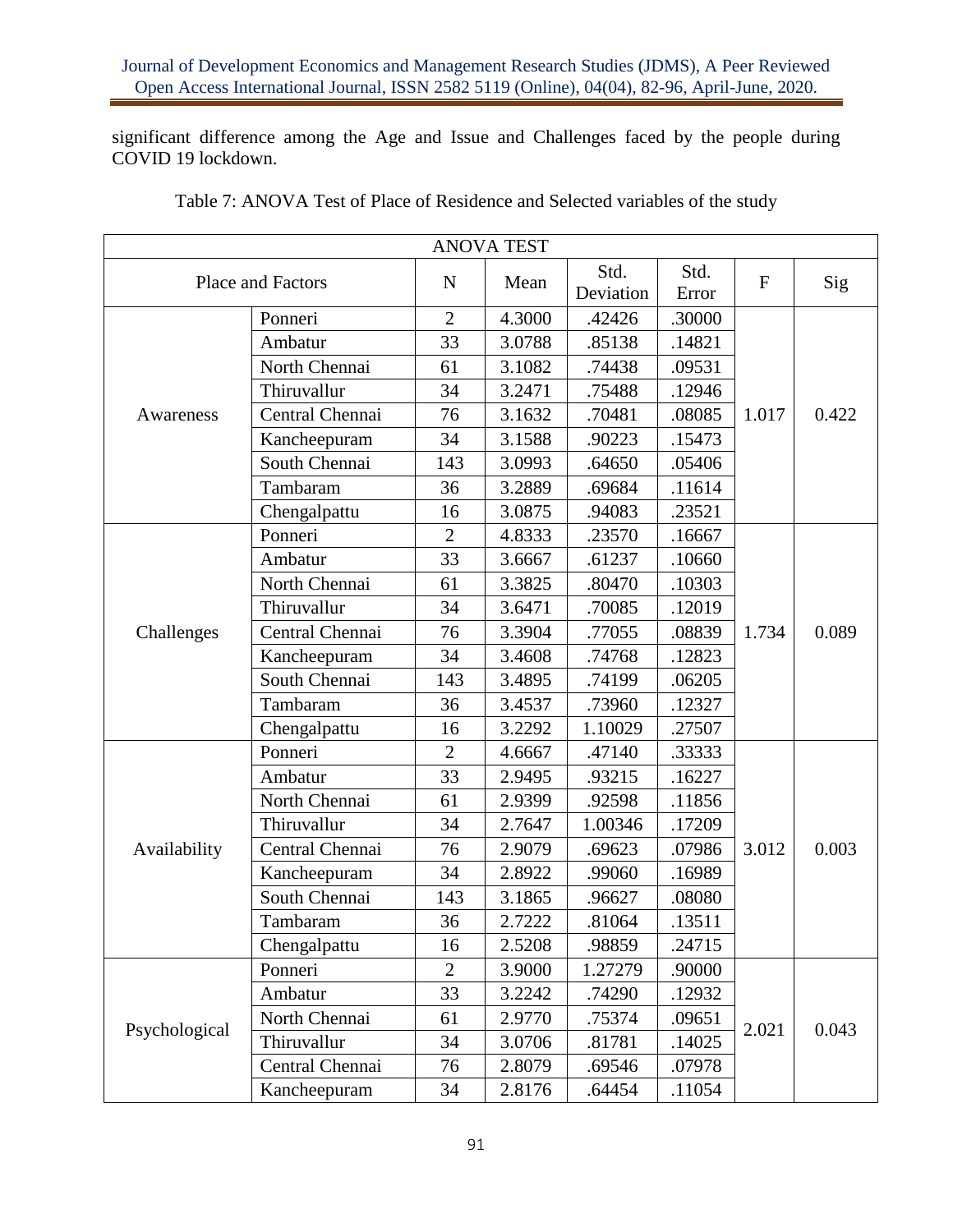significant difference among the Age and Issue and Challenges faced by the people during COVID 19 lockdown.

Table 7: ANOVA Test of Place of Residence and Selected variables of the study

| ANOVA TEST | | | | | | | |
|---|---|---|---|---|---|---|---|
| Place and Factors | | N | Mean | Std. Deviation | Std. Error | F | Sig |
| Awareness | Ponneri | 2 | 4.3000 | .42426 | .30000 | 1.017 | 0.422 |
| | Ambatur | 33 | 3.0788 | .85138 | .14821 | | |
| | North Chennai | 61 | 3.1082 | .74438 | .09531 | | |
| | Thiruvallur | 34 | 3.2471 | .75488 | .12946 | | |
| | Central Chennai | 76 | 3.1632 | .70481 | .08085 | | |
| | Kancheepuram | 34 | 3.1588 | .90223 | .15473 | | |
| | South Chennai | 143 | 3.0993 | .64650 | .05406 | | |
| | Tambaram | 36 | 3.2889 | .69684 | .11614 | | |
| | Chengalpattu | 16 | 3.0875 | .94083 | .23521 | | |
| Challenges | Ponneri | 2 | 4.8333 | .23570 | .16667 | 1.734 | 0.089 |
| | Ambatur | 33 | 3.6667 | .61237 | .10660 | | |
| | North Chennai | 61 | 3.3825 | .80470 | .10303 | | |
| | Thiruvallur | 34 | 3.6471 | .70085 | .12019 | | |
| | Central Chennai | 76 | 3.3904 | .77055 | .08839 | | |
| | Kancheepuram | 34 | 3.4608 | .74768 | .12823 | | |
| | South Chennai | 143 | 3.4895 | .74199 | .06205 | | |
| | Tambaram | 36 | 3.4537 | .73960 | .12327 | | |
| | Chengalpattu | 16 | 3.2292 | 1.10029 | .27507 | | |
| Availability | Ponneri | 2 | 4.6667 | .47140 | .33333 | 3.012 | 0.003 |
| | Ambatur | 33 | 2.9495 | .93215 | .16227 | | |
| | North Chennai | 61 | 2.9399 | .92598 | .11856 | | |
| | Thiruvallur | 34 | 2.7647 | 1.00346 | .17209 | | |
| | Central Chennai | 76 | 2.9079 | .69623 | .07986 | | |
| | Kancheepuram | 34 | 2.8922 | .99060 | .16989 | | |
| | South Chennai | 143 | 3.1865 | .96627 | .08080 | | |
| | Tambaram | 36 | 2.7222 | .81064 | .13511 | | |
| | Chengalpattu | 16 | 2.5208 | .98859 | .24715 | | |
| Psychological | Ponneri | 2 | 3.9000 | 1.27279 | .90000 | 2.021 | 0.043 |
| | Ambatur | 33 | 3.2242 | .74290 | .12932 | | |
| | North Chennai | 61 | 2.9770 | .75374 | .09651 | | |
| | Thiruvallur | 34 | 3.0706 | .81781 | .14025 | | |
| | Central Chennai | 76 | 2.8079 | .69546 | .07978 | | |
| | Kancheepuram | 34 | 2.8176 | .64454 | .11054 | | |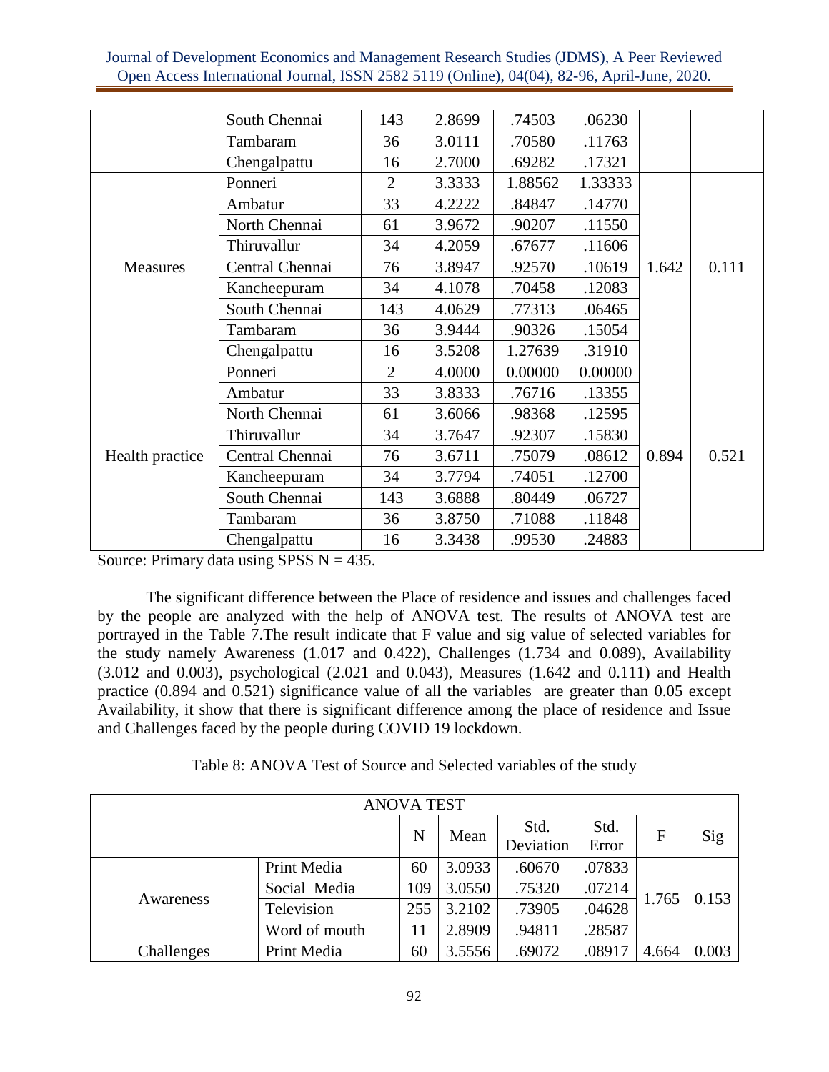| | | | | | | | |
|---|---|---|---|---|---|---|---|
| | South Chennai | 143 | 2.8699 | .74503 | .06230 | | |
| | Tambaram | 36 | 3.0111 | .70580 | .11763 | | |
| | Chengalpattu | 16 | 2.7000 | .69282 | .17321 | | |
| Measures | Ponneri | 2 | 3.3333 | 1.88562 | 1.33333 | 1.642 | 0.111 |
| | Ambatur | 33 | 4.2222 | .84847 | .14770 | | |
| | North Chennai | 61 | 3.9672 | .90207 | .11550 | | |
| | Thiruvallur | 34 | 4.2059 | .67677 | .11606 | | |
| | Central Chennai | 76 | 3.8947 | .92570 | .10619 | | |
| | Kancheepuram | 34 | 4.1078 | .70458 | .12083 | | |
| | South Chennai | 143 | 4.0629 | .77313 | .06465 | | |
| | Tambaram | 36 | 3.9444 | .90326 | .15054 | | |
| | Chengalpattu | 16 | 3.5208 | 1.27639 | .31910 | | |
| Health practice | Ponneri | 2 | 4.0000 | 0.00000 | 0.00000 | 0.894 | 0.521 |
| | Ambatur | 33 | 3.8333 | .76716 | .13355 | | |
| | North Chennai | 61 | 3.6066 | .98368 | .12595 | | |
| | Thiruvallur | 34 | 3.7647 | .92307 | .15830 | | |
| | Central Chennai | 76 | 3.6711 | .75079 | .08612 | | |
| | Kancheepuram | 34 | 3.7794 | .74051 | .12700 | | |
| | South Chennai | 143 | 3.6888 | .80449 | .06727 | | |
| | Tambaram | 36 | 3.8750 | .71088 | .11848 | | |
| | Chengalpattu | 16 | 3.3438 | .99530 | .24883 | | |

Source: Primary data using SPSS N = 435.

The significant difference between the Place of residence and issues and challenges faced by the people are analyzed with the help of ANOVA test. The results of ANOVA test are portrayed in the Table 7.The result indicate that F value and sig value of selected variables for the study namely Awareness (1.017 and 0.422), Challenges (1.734 and 0.089), Availability (3.012 and 0.003), psychological (2.021 and 0.043), Measures (1.642 and 0.111) and Health practice (0.894 and 0.521) significance value of all the variables are greater than 0.05 except Availability, it show that there is significant difference among the place of residence and Issue and Challenges faced by the people during COVID 19 lockdown.

Table 8: ANOVA Test of Source and Selected variables of the study

| ANOVA TEST | | | | | | | |
|---|---|---|---|---|---|---|---|
| | | N | Mean | Std. Deviation | Std. Error | F | Sig |
| Awareness | Print Media | 60 | 3.0933 | .60670 | .07833 | 1.765 | 0.153 |
| | Social Media | 109 | 3.0550 | .75320 | .07214 | | |
| | Television | 255 | 3.2102 | .73905 | .04628 | | |
| | Word of mouth | 11 | 2.8909 | .94811 | .28587 | | |
| Challenges | Print Media | 60 | 3.5556 | .69072 | .08917 | 4.664 | 0.003 |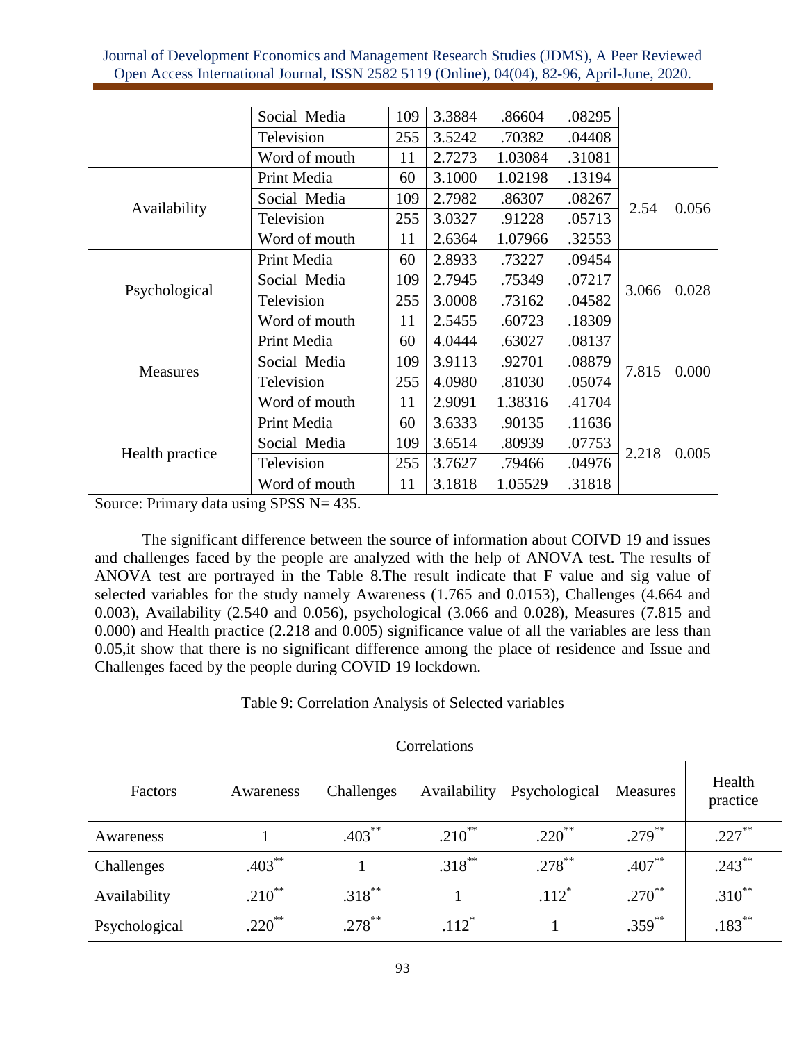|  | Social Media | 109 | 3.3884 | .86604 | .08295 |  |  |
|---|---|---|---|---|---|---|---|
|  | Television | 255 | 3.5242 | .70382 | .04408 |  |  |
|  | Word of mouth | 11 | 2.7273 | 1.03084 | .31081 |  |  |
| Availability | Print Media | 60 | 3.1000 | 1.02198 | .13194 | 2.54 | 0.056 |
|  | Social Media | 109 | 2.7982 | .86307 | .08267 |  |  |
|  | Television | 255 | 3.0327 | .91228 | .05713 |  |  |
|  | Word of mouth | 11 | 2.6364 | 1.07966 | .32553 |  |  |
| Psychological | Print Media | 60 | 2.8933 | .73227 | .09454 | 3.066 | 0.028 |
|  | Social Media | 109 | 2.7945 | .75349 | .07217 |  |  |
|  | Television | 255 | 3.0008 | .73162 | .04582 |  |  |
|  | Word of mouth | 11 | 2.5455 | .60723 | .18309 |  |  |
| Measures | Print Media | 60 | 4.0444 | .63027 | .08137 | 7.815 | 0.000 |
|  | Social Media | 109 | 3.9113 | .92701 | .08879 |  |  |
|  | Television | 255 | 4.0980 | .81030 | .05074 |  |  |
|  | Word of mouth | 11 | 2.9091 | 1.38316 | .41704 |  |  |
| Health practice | Print Media | 60 | 3.6333 | .90135 | .11636 | 2.218 | 0.005 |
|  | Social Media | 109 | 3.6514 | .80939 | .07753 |  |  |
|  | Television | 255 | 3.7627 | .79466 | .04976 |  |  |
|  | Word of mouth | 11 | 3.1818 | 1.05529 | .31818 |  |  |

Source: Primary data using SPSS N= 435.

The significant difference between the source of information about COIVD 19 and issues and challenges faced by the people are analyzed with the help of ANOVA test. The results of ANOVA test are portrayed in the Table 8.The result indicate that F value and sig value of selected variables for the study namely Awareness (1.765 and 0.0153), Challenges (4.664 and 0.003), Availability (2.540 and 0.056), psychological (3.066 and 0.028), Measures (7.815 and 0.000) and Health practice (2.218 and 0.005) significance value of all the variables are less than 0.05,it show that there is no significant difference among the place of residence and Issue and Challenges faced by the people during COVID 19 lockdown.

Table 9: Correlation Analysis of Selected variables

| Correlations | | | | | | |
|---|---|---|---|---|---|---|
| Factors | Awareness | Challenges | Availability | Psychological | Measures | Health practice |
| Awareness | 1 | .403** | .210** | .220** | .279** | .227** |
| Challenges | .403** | 1 | .318** | .278** | .407** | .243** |
| Availability | .210** | .318** | 1 | .112* | .270** | .310** |
| Psychological | .220** | .278** | .112* | 1 | .359** | .183** |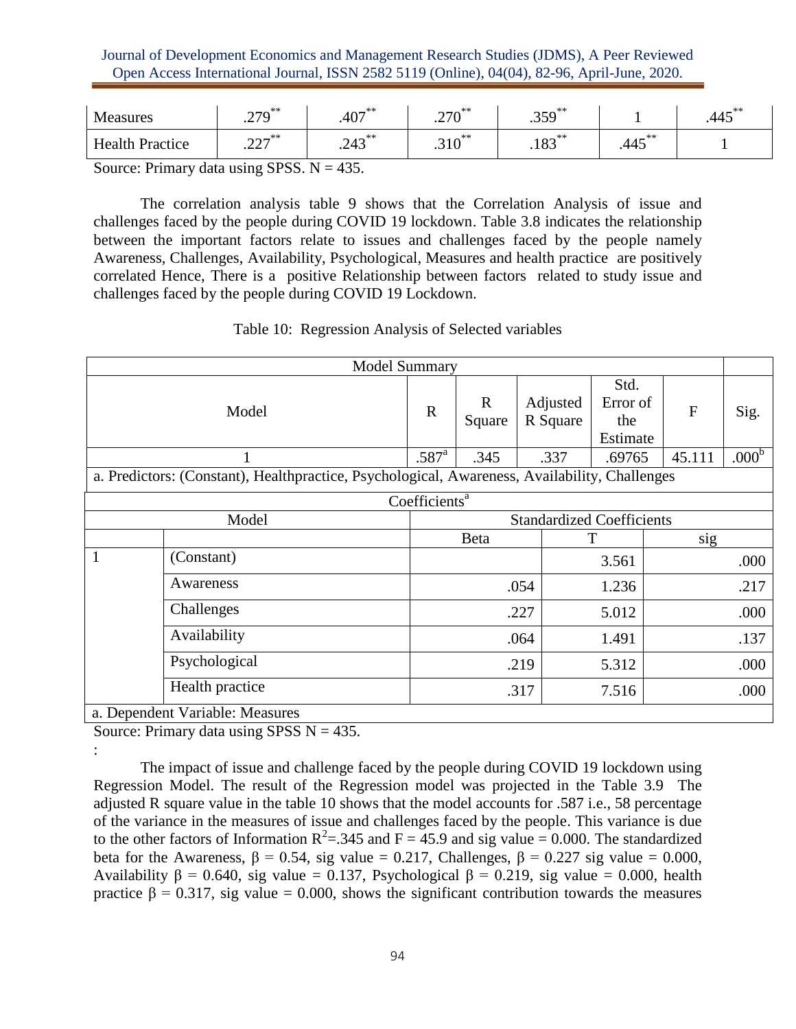| Measures | .279** | .407** | .270** | .359** | 1 | .445** |
|---|---|---|---|---|---|---|
| Health Practice | .227** | .243** | .310** | .183** | .445** | 1 |

Source: Primary data using SPSS. N = 435.

The correlation analysis table 9 shows that the Correlation Analysis of issue and challenges faced by the people during COVID 19 lockdown. Table 3.8 indicates the relationship between the important factors relate to issues and challenges faced by the people namely Awareness, Challenges, Availability, Psychological, Measures and health practice are positively correlated Hence, There is a positive Relationship between factors related to study issue and challenges faced by the people during COVID 19 Lockdown.

Table 10: Regression Analysis of Selected variables

| Model Summary | | | | | | |
|---|---|---|---|---|---|---|
| Model | R | R Square | Adjusted R Square | Std. Error of the Estimate | F | Sig. |
| 1 | .587[a] | .345 | .337 | .69765 | 45.111 | .000[b] |

a. Predictors: (Constant), Healthpractice, Psychological, Awareness, Availability, Challenges

| Coefficients[a] | | | | |
|---|---|---|---|---|
| Model | | Standardized Coefficients | | |
| | | Beta | T | sig |
| 1 | (Constant) | | 3.561 | .000 |
| | Awareness | .054 | 1.236 | .217 |
| | Challenges | .227 | 5.012 | .000 |
| | Availability | .064 | 1.491 | .137 |
| | Psychological | .219 | 5.312 | .000 |
| | Health practice | .317 | 7.516 | .000 |

a. Dependent Variable: Measures

Source: Primary data using SPSS N = 435.

:

The impact of issue and challenge faced by the people during COVID 19 lockdown using Regression Model. The result of the Regression model was projected in the Table 3.9 The adjusted R square value in the table 10 shows that the model accounts for .587 i.e., 58 percentage of the variance in the measures of issue and challenges faced by the people. This variance is due to the other factors of Information $R^2$=.345 and F = 45.9 and sig value = 0.000. The standardized beta for the Awareness, $\beta$ = 0.54, sig value = 0.217, Challenges, $\beta$ = 0.227 sig value = 0.000, Availability $\beta$ = 0.640, sig value = 0.137, Psychological $\beta$ = 0.219, sig value = 0.000, health practice $\beta$ = 0.317, sig value = 0.000, shows the significant contribution towards the measures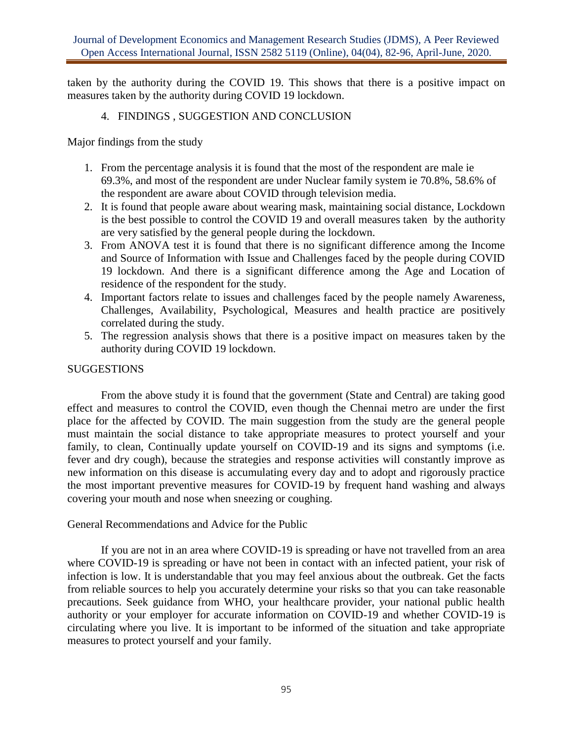taken by the authority during the COVID 19. This shows that there is a positive impact on measures taken by the authority during COVID 19 lockdown.

## 4. FINDINGS , SUGGESTION AND CONCLUSION

Major findings from the study

1. From the percentage analysis it is found that the most of the respondent are male ie 69.3%, and most of the respondent are under Nuclear family system ie 70.8%, 58.6% of the respondent are aware about COVID through television media.
2. It is found that people aware about wearing mask, maintaining social distance, Lockdown is the best possible to control the COVID 19 and overall measures taken by the authority are very satisfied by the general people during the lockdown.
3. From ANOVA test it is found that there is no significant difference among the Income and Source of Information with Issue and Challenges faced by the people during COVID 19 lockdown. And there is a significant difference among the Age and Location of residence of the respondent for the study.
4. Important factors relate to issues and challenges faced by the people namely Awareness, Challenges, Availability, Psychological, Measures and health practice are positively correlated during the study.
5. The regression analysis shows that there is a positive impact on measures taken by the authority during COVID 19 lockdown.

### SUGGESTIONS

From the above study it is found that the government (State and Central) are taking good effect and measures to control the COVID, even though the Chennai metro are under the first place for the affected by COVID. The main suggestion from the study are the general people must maintain the social distance to take appropriate measures to protect yourself and your family, to clean, Continually update yourself on COVID-19 and its signs and symptoms (i.e. fever and dry cough), because the strategies and response activities will constantly improve as new information on this disease is accumulating every day and to adopt and rigorously practice the most important preventive measures for COVID-19 by frequent hand washing and always covering your mouth and nose when sneezing or coughing.

### General Recommendations and Advice for the Public

If you are not in an area where COVID-19 is spreading or have not travelled from an area where COVID-19 is spreading or have not been in contact with an infected patient, your risk of infection is low. It is understandable that you may feel anxious about the outbreak. Get the facts from reliable sources to help you accurately determine your risks so that you can take reasonable precautions. Seek guidance from WHO, your healthcare provider, your national public health authority or your employer for accurate information on COVID-19 and whether COVID-19 is circulating where you live. It is important to be informed of the situation and take appropriate measures to protect yourself and your family.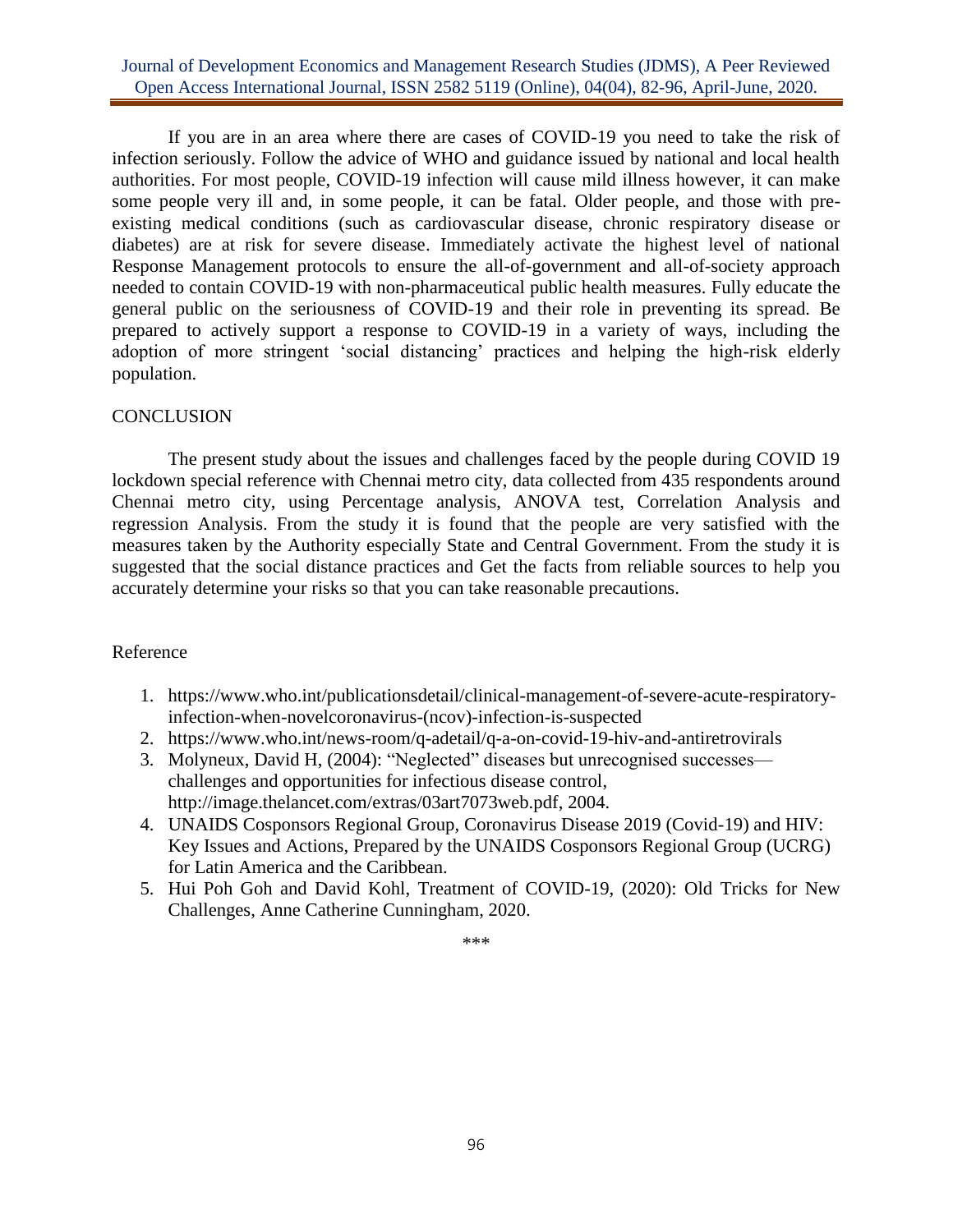If you are in an area where there are cases of COVID-19 you need to take the risk of infection seriously. Follow the advice of WHO and guidance issued by national and local health authorities. For most people, COVID-19 infection will cause mild illness however, it can make some people very ill and, in some people, it can be fatal. Older people, and those with pre-existing medical conditions (such as cardiovascular disease, chronic respiratory disease or diabetes) are at risk for severe disease. Immediately activate the highest level of national Response Management protocols to ensure the all-of-government and all-of-society approach needed to contain COVID-19 with non-pharmaceutical public health measures. Fully educate the general public on the seriousness of COVID-19 and their role in preventing its spread. Be prepared to actively support a response to COVID-19 in a variety of ways, including the adoption of more stringent 'social distancing' practices and helping the high-risk elderly population.

## CONCLUSION

The present study about the issues and challenges faced by the people during COVID 19 lockdown special reference with Chennai metro city, data collected from 435 respondents around Chennai metro city, using Percentage analysis, ANOVA test, Correlation Analysis and regression Analysis. From the study it is found that the people are very satisfied with the measures taken by the Authority especially State and Central Government. From the study it is suggested that the social distance practices and Get the facts from reliable sources to help you accurately determine your risks so that you can take reasonable precautions.

## Reference

1. https://www.who.int/publicationsdetail/clinical-management-of-severe-acute-respiratory-infection-when-novelcoronavirus-(ncov)-infection-is-suspected
2. https://www.who.int/news-room/q-adetail/q-a-on-covid-19-hiv-and-antiretrovirals
3. Molyneux, David H, (2004): "Neglected" diseases but unrecognised successes—challenges and opportunities for infectious disease control, http://image.thelancet.com/extras/03art7073web.pdf, 2004.
4. UNAIDS Cosponsors Regional Group, Coronavirus Disease 2019 (Covid-19) and HIV: Key Issues and Actions, Prepared by the UNAIDS Cosponsors Regional Group (UCRG) for Latin America and the Caribbean.
5. Hui Poh Goh and David Kohl, Treatment of COVID-19, (2020): Old Tricks for New Challenges, Anne Catherine Cunningham, 2020.

***